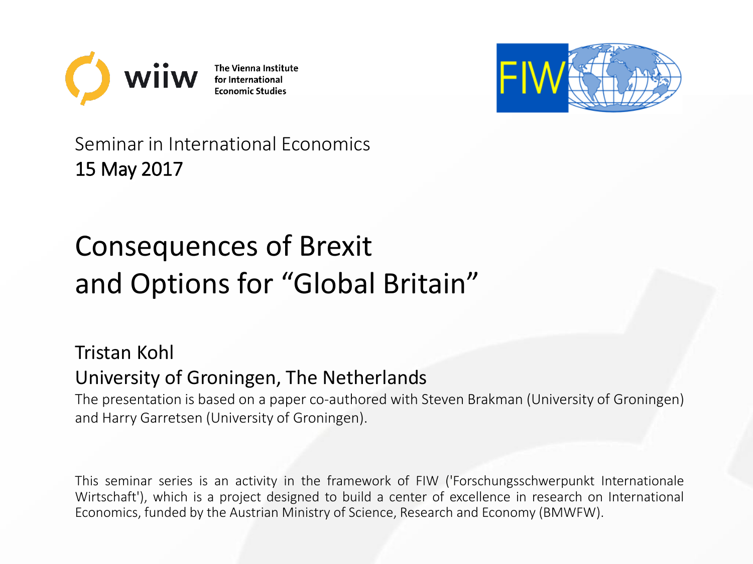The Vienna Institute for International Economic Studies

Seminar in International Economics
15 May 2017

# Consequences of Brexit and Options for "Global Britain"

Tristan Kohl
University of Groningen, The Netherlands

The presentation is based on a paper co-authored with Steven Brakman (University of Groningen) and Harry Garretsen (University of Groningen).

This seminar series is an activity in the framework of FIW ('Forschungsschwerpunkt Internationale Wirtschaft'), which is a project designed to build a center of excellence in research on International Economics, funded by the Austrian Ministry of Science, Research and Economy (BMWFW).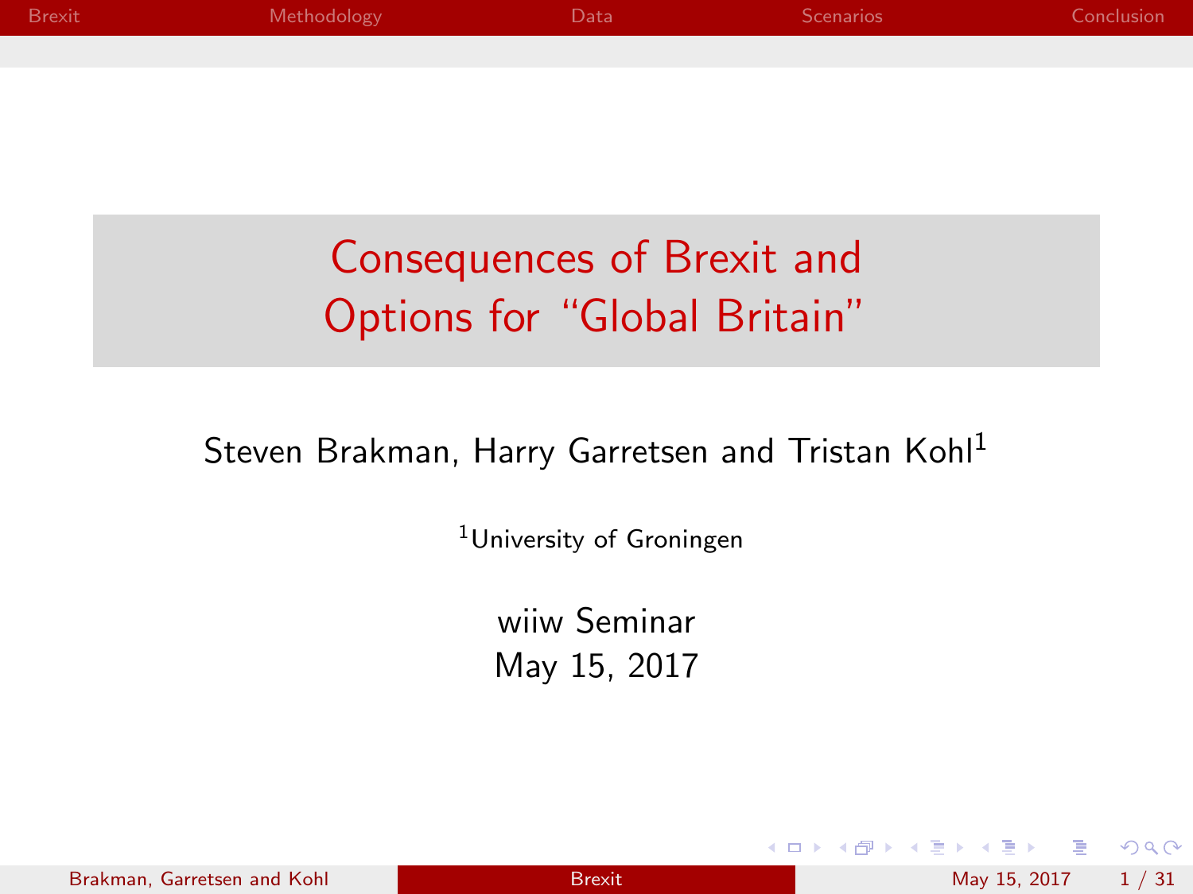# Consequences of Brexit and Options for "Global Britain"

Steven Brakman, Harry Garretsen and Tristan Kohl[1]

[1]University of Groningen

wiiw Seminar
May 15, 2017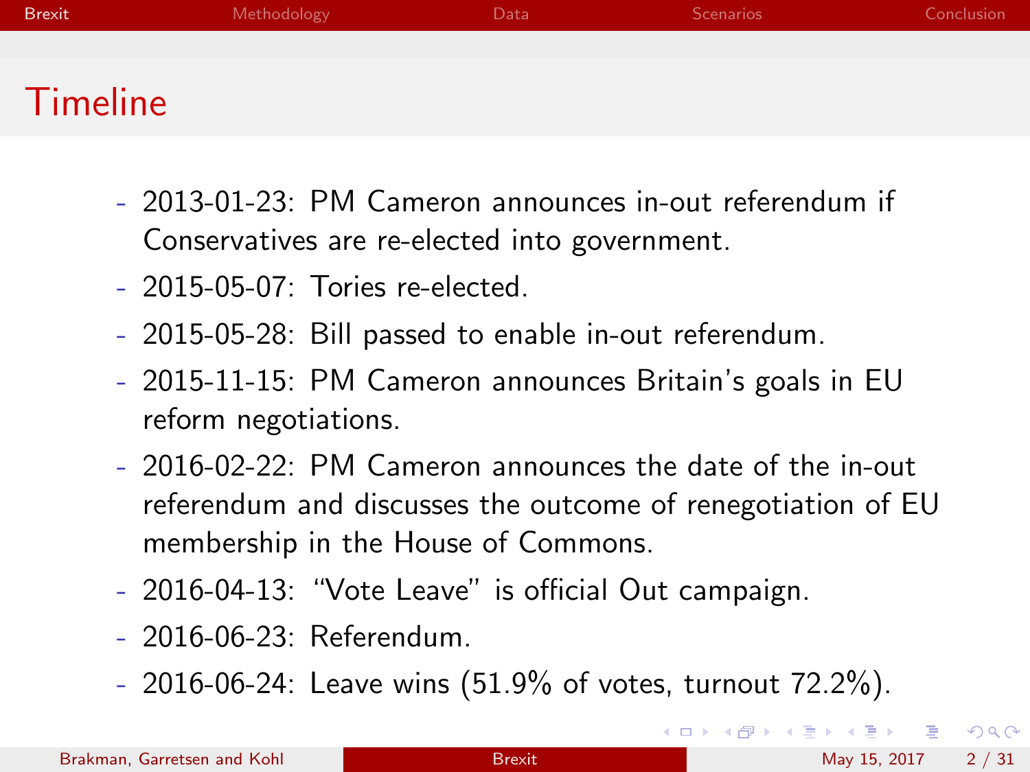# Timeline

- 2013-01-23: PM Cameron announces in-out referendum if Conservatives are re-elected into government.
- 2015-05-07: Tories re-elected.
- 2015-05-28: Bill passed to enable in-out referendum.
- 2015-11-15: PM Cameron announces Britain's goals in EU reform negotiations.
- 2016-02-22: PM Cameron announces the date of the in-out referendum and discusses the outcome of renegotiation of EU membership in the House of Commons.
- 2016-04-13: "Vote Leave" is official Out campaign.
- 2016-06-23: Referendum.
- 2016-06-24: Leave wins (51.9% of votes, turnout 72.2%).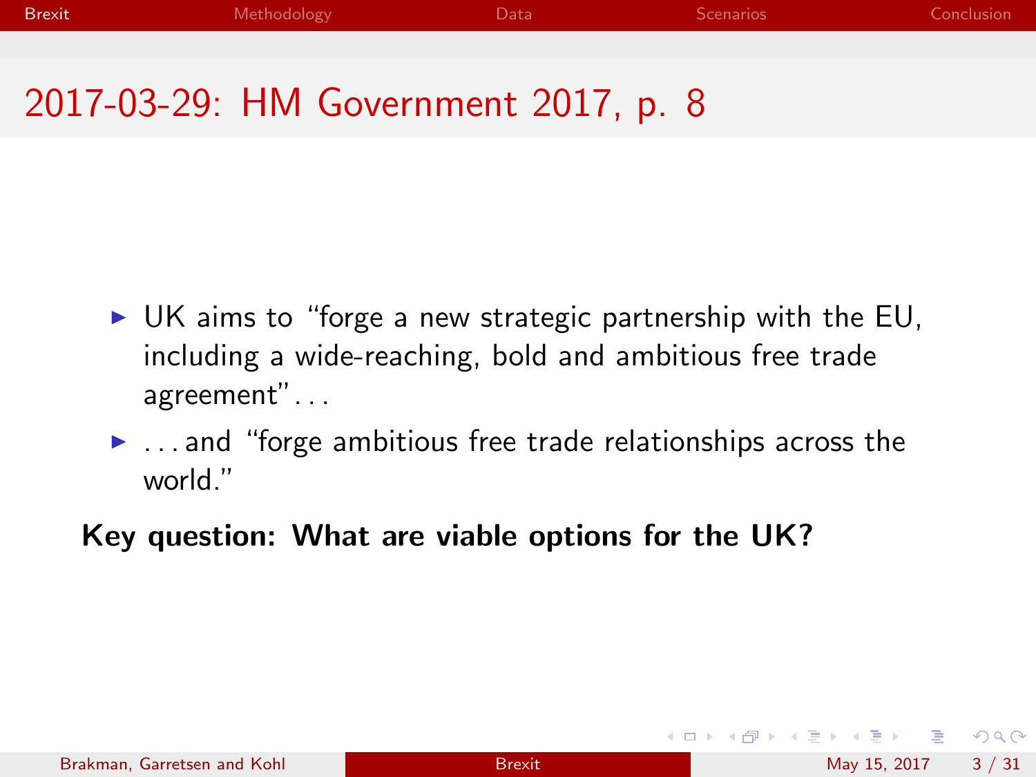# 2017-03-29: HM Government 2017, p. 8

- UK aims to “forge a new strategic partnership with the EU, including a wide-reaching, bold and ambitious free trade agreement”...
- ...and “forge ambitious free trade relationships across the world.”

**Key question: What are viable options for the UK?**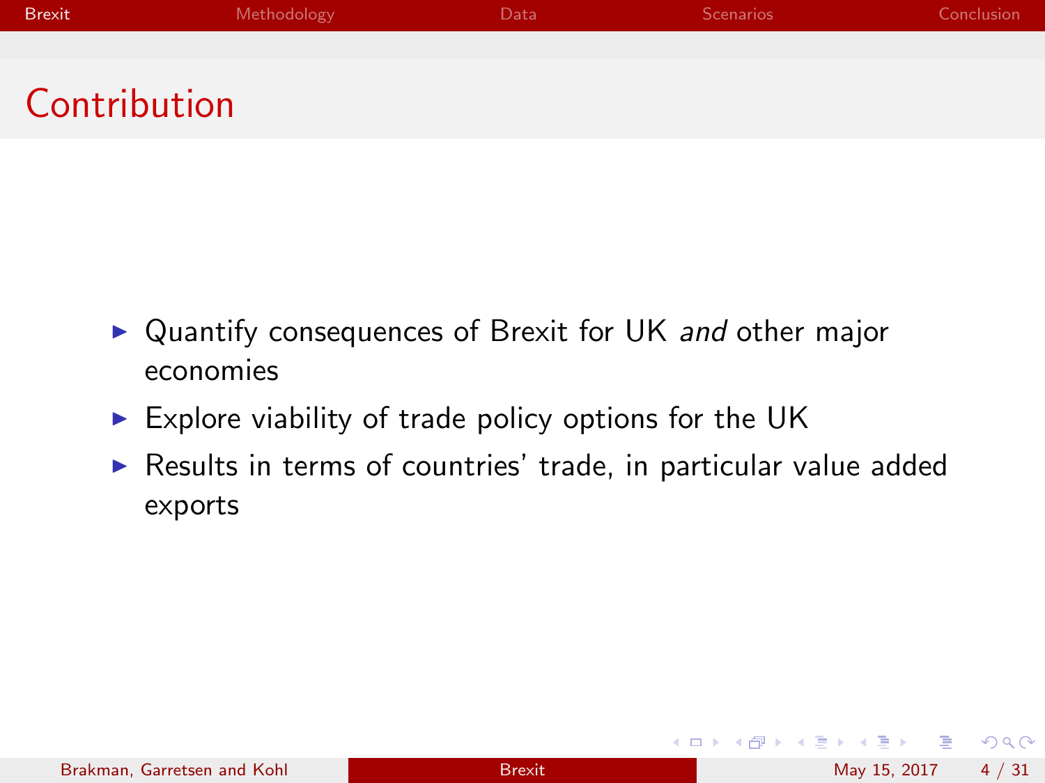# Contribution

- Quantify consequences of Brexit for UK *and* other major economies
- Explore viability of trade policy options for the UK
- Results in terms of countries' trade, in particular value added exports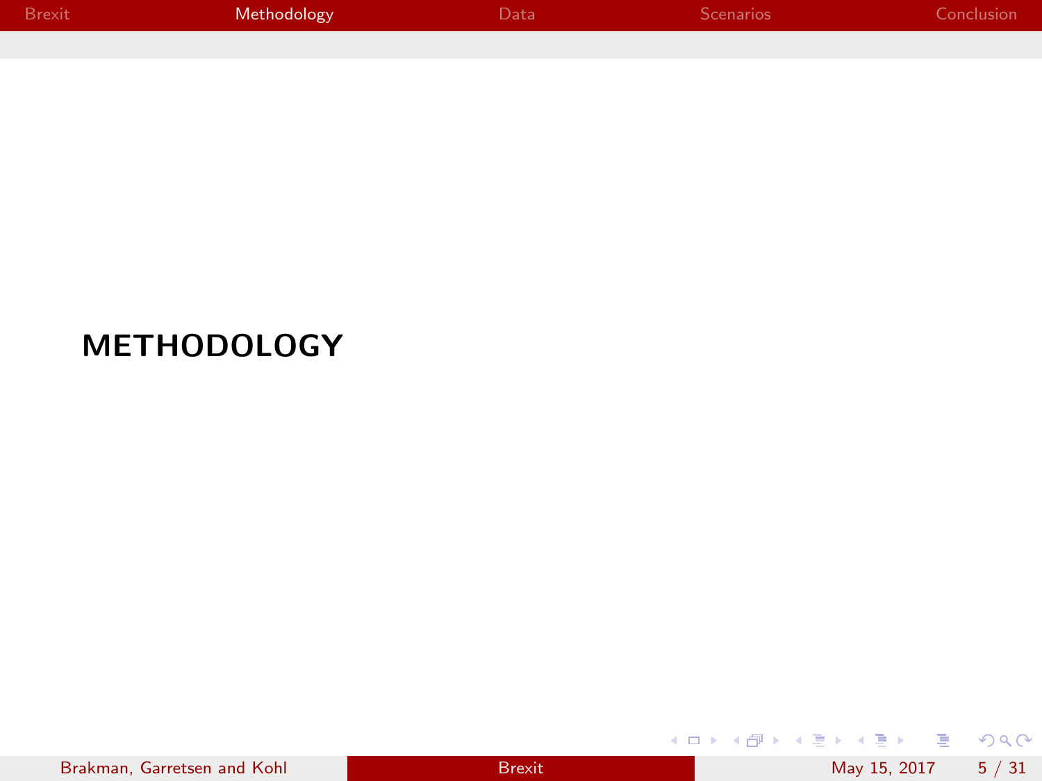# METHODOLOGY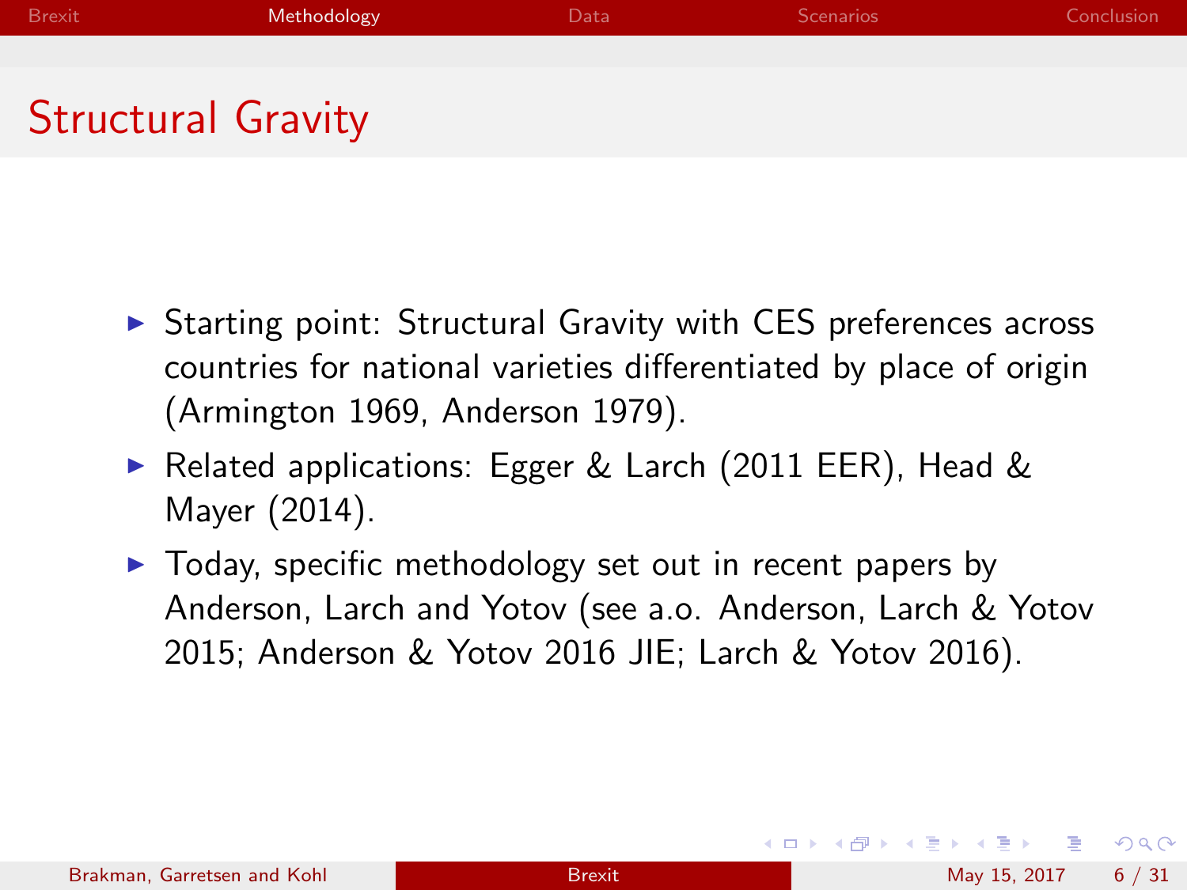# Structural Gravity

- Starting point: Structural Gravity with CES preferences across countries for national varieties differentiated by place of origin (Armington 1969, Anderson 1979).
- Related applications: Egger & Larch (2011 EER), Head & Mayer (2014).
- Today, specific methodology set out in recent papers by Anderson, Larch and Yotov (see a.o. Anderson, Larch & Yotov 2015; Anderson & Yotov 2016 JIE; Larch & Yotov 2016).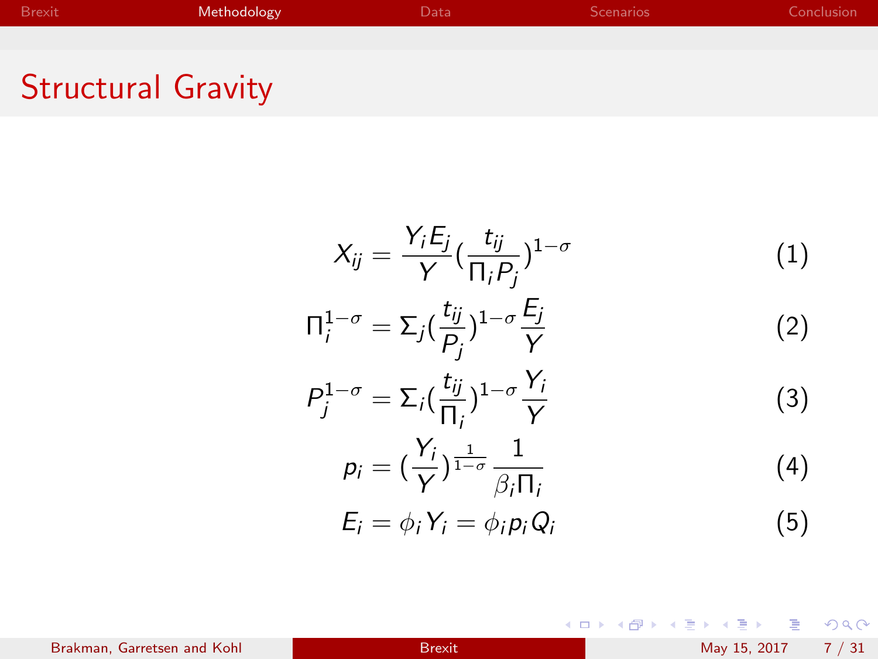# Structural Gravity

$$X_{ij} = \frac{Y_i E_j}{Y} \left(\frac{t_{ij}}{\Pi_i P_j}\right)^{1-\sigma} \tag{1}$$

$$\Pi_i^{1-\sigma} = \Sigma_j \left(\frac{t_{ij}}{P_j}\right)^{1-\sigma} \frac{E_j}{Y} \tag{2}$$

$$P_j^{1-\sigma} = \Sigma_i \left(\frac{t_{ij}}{\Pi_i}\right)^{1-\sigma} \frac{Y_i}{Y} \tag{3}$$

$$p_i = \left(\frac{Y_i}{Y}\right)^{\frac{1}{1-\sigma}} \frac{1}{\beta_i \Pi_i} \tag{4}$$

$$E_i = \phi_i Y_i = \phi_i p_i Q_i \tag{5}$$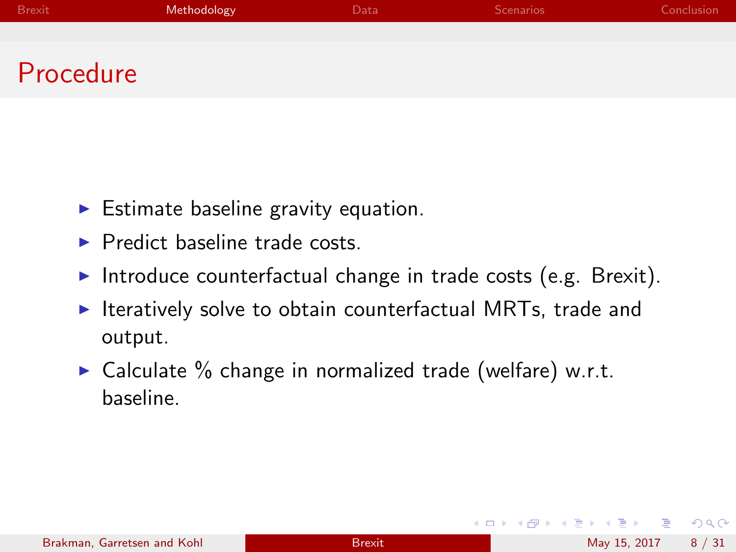# Procedure

- Estimate baseline gravity equation.
- Predict baseline trade costs.
- Introduce counterfactual change in trade costs (e.g. Brexit).
- Iteratively solve to obtain counterfactual MRTs, trade and output.
- Calculate % change in normalized trade (welfare) w.r.t. baseline.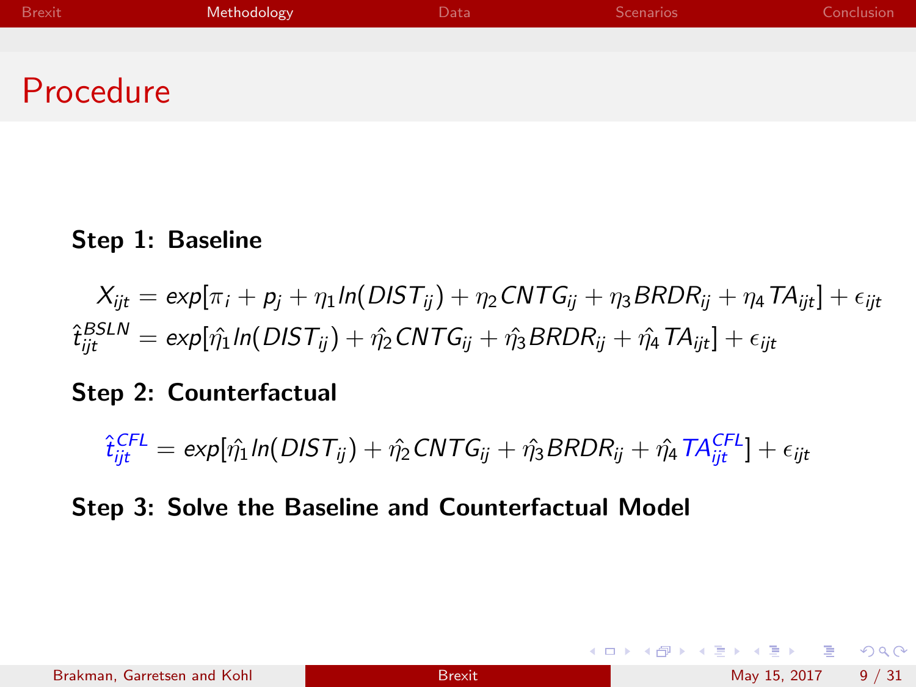# Procedure

**Step 1: Baseline**

$$X_{ijt} = exp[\pi_i + p_j + \eta_1 ln(DIST_{ij}) + \eta_2 CNTG_{ij} + \eta_3 BRDR_{ij} + \eta_4 TA_{ijt}] + \epsilon_{ijt}$$

$$\hat{t}_{ijt}^{BSLN} = exp[\hat{\eta_1} ln(DIST_{ij}) + \hat{\eta_2} CNTG_{ij} + \hat{\eta_3} BRDR_{ij} + \hat{\eta_4} TA_{ijt}] + \epsilon_{ijt}$$

**Step 2: Counterfactual**

$$\hat{t}_{ijt}^{CFL} = exp[\hat{\eta_1} ln(DIST_{ij}) + \hat{\eta_2} CNTG_{ij} + \hat{\eta_3} BRDR_{ij} + \hat{\eta_4} TA_{ijt}^{CFL}] + \epsilon_{ijt}$$

**Step 3: Solve the Baseline and Counterfactual Model**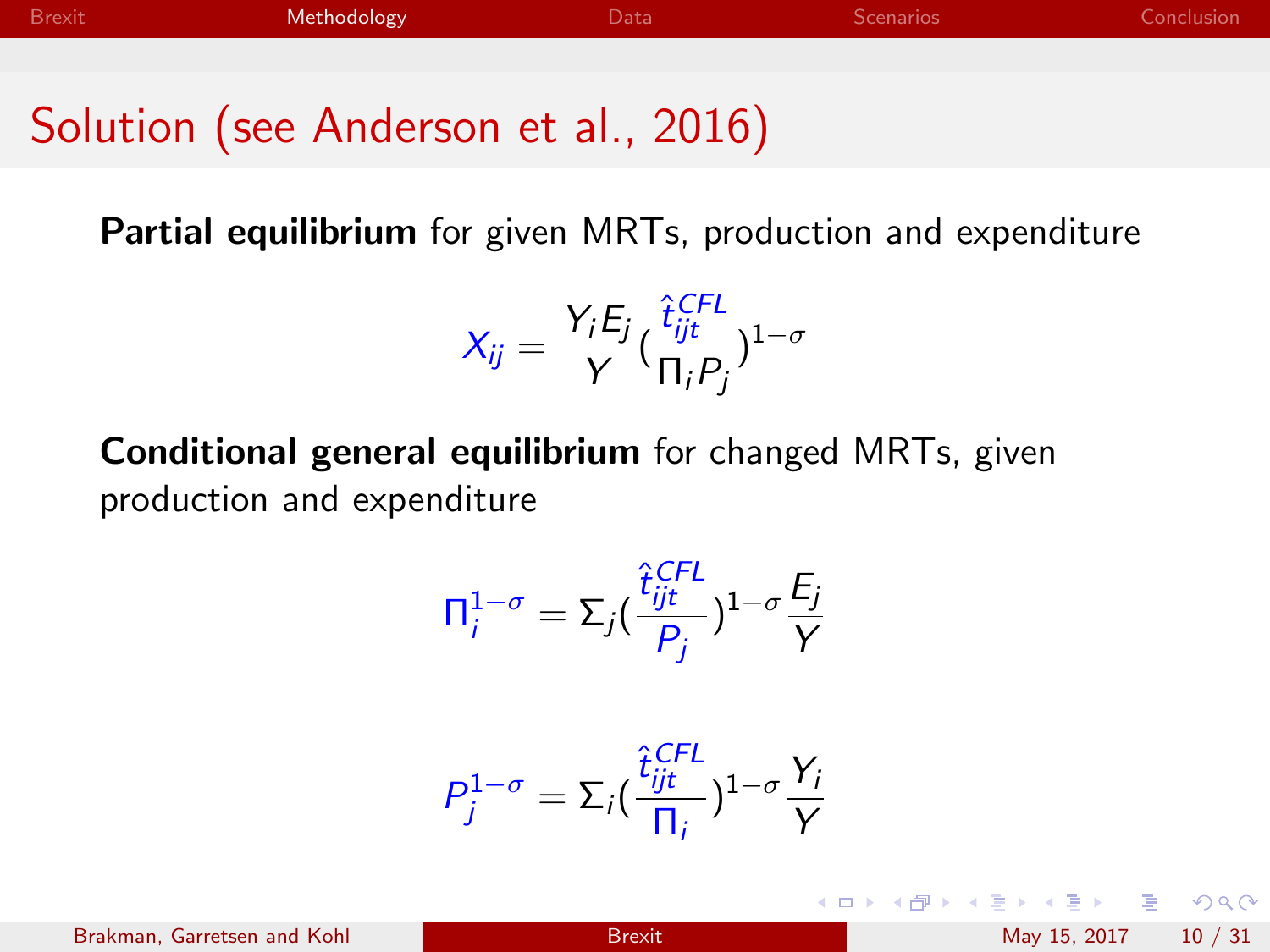# Solution (see Anderson et al., 2016)

**Partial equilibrium** for given MRTs, production and expenditure

$$X_{ij} = \frac{Y_i E_j}{Y} \left(\frac{\hat{t}_{ijt}^{CFL}}{\Pi_i P_j}\right)^{1-\sigma}$$

**Conditional general equilibrium** for changed MRTs, given production and expenditure

$$\Pi_i^{1-\sigma} = \Sigma_j \left(\frac{\hat{t}_{ijt}^{CFL}}{P_j}\right)^{1-\sigma} \frac{E_j}{Y}$$

$$P_j^{1-\sigma} = \Sigma_i \left(\frac{\hat{t}_{ijt}^{CFL}}{\Pi_i}\right)^{1-\sigma} \frac{Y_i}{Y}$$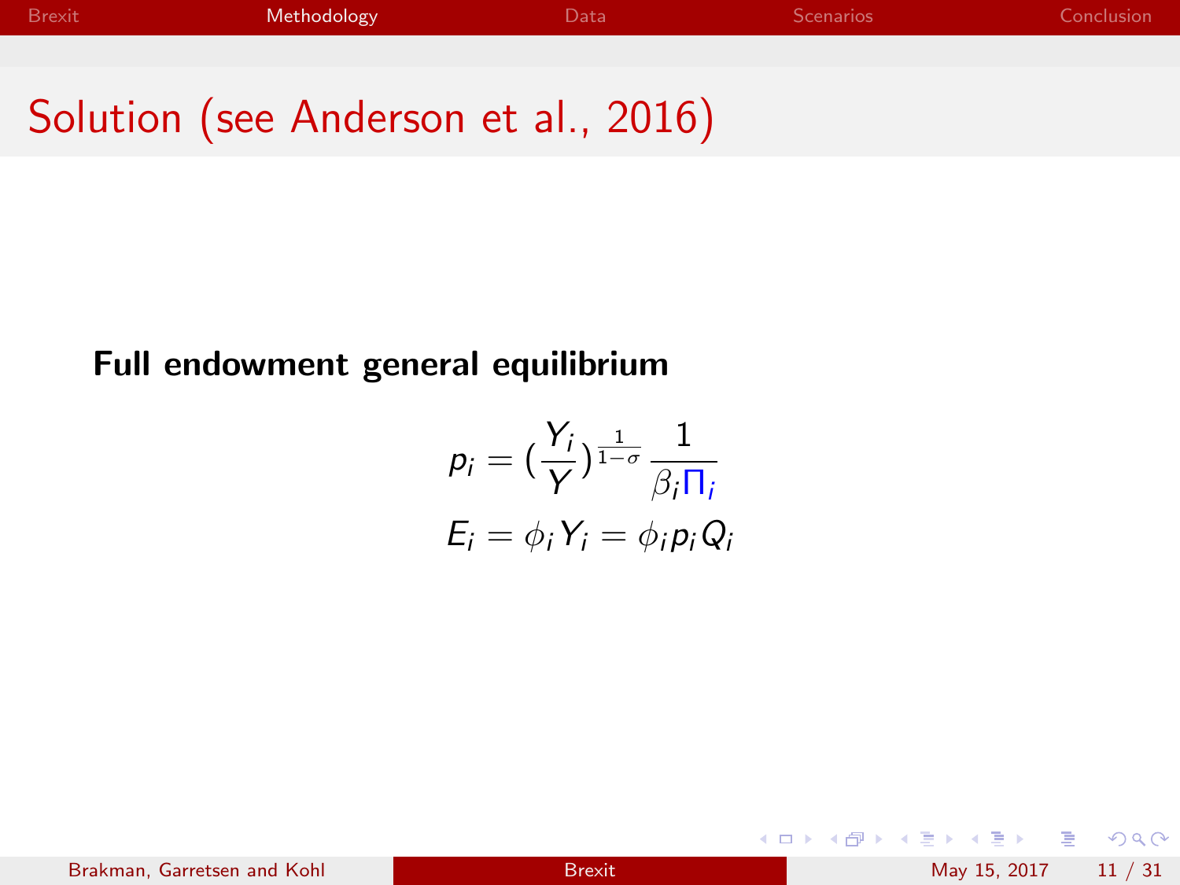# Solution (see Anderson et al., 2016)

**Full endowment general equilibrium**

$$p_i = \left(\frac{Y_i}{Y}\right)^{\frac{1}{1-\sigma}} \frac{1}{\beta_i \Pi_i}$$

$$E_i = \phi_i Y_i = \phi_i p_i Q_i$$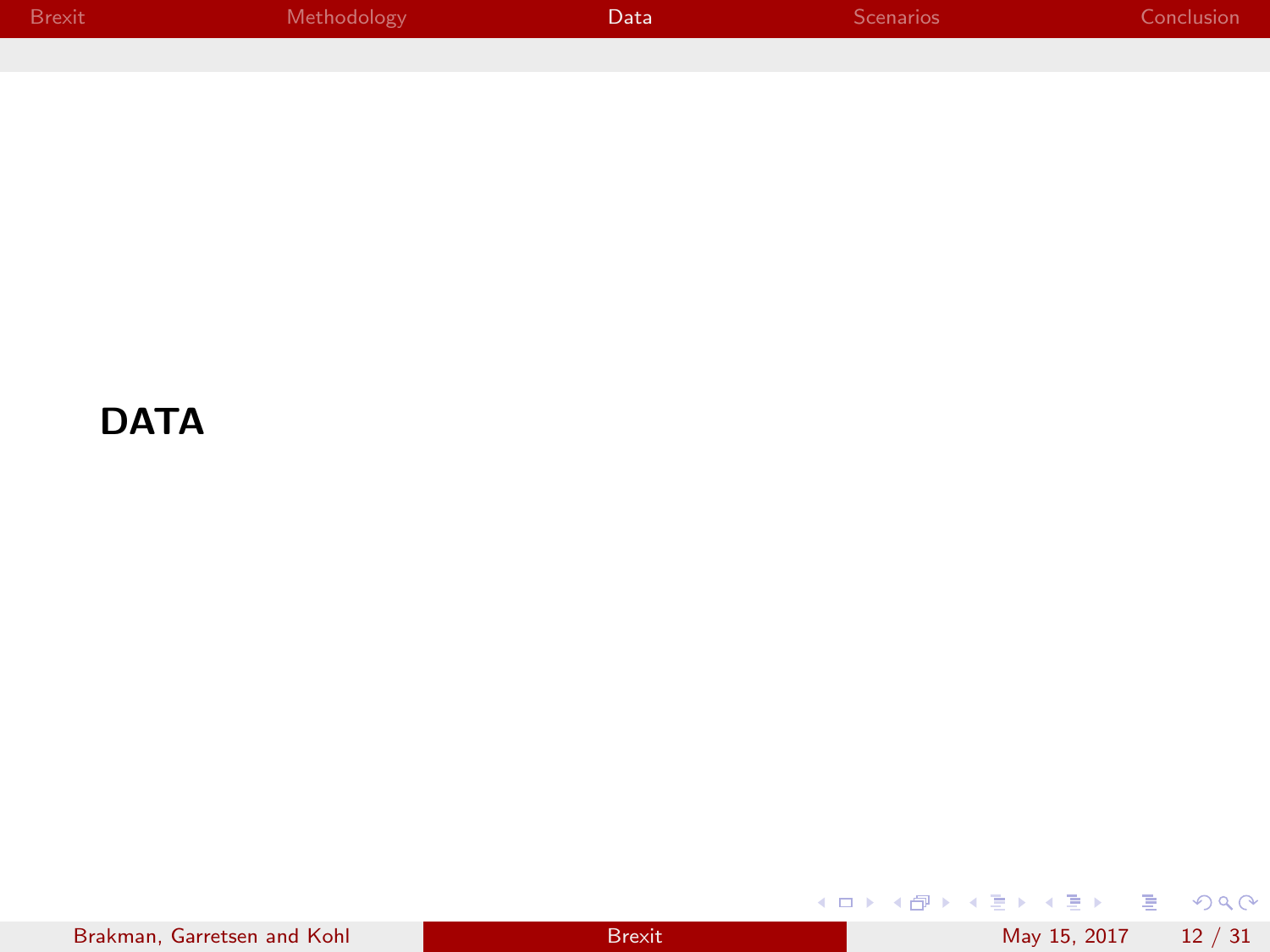# DATA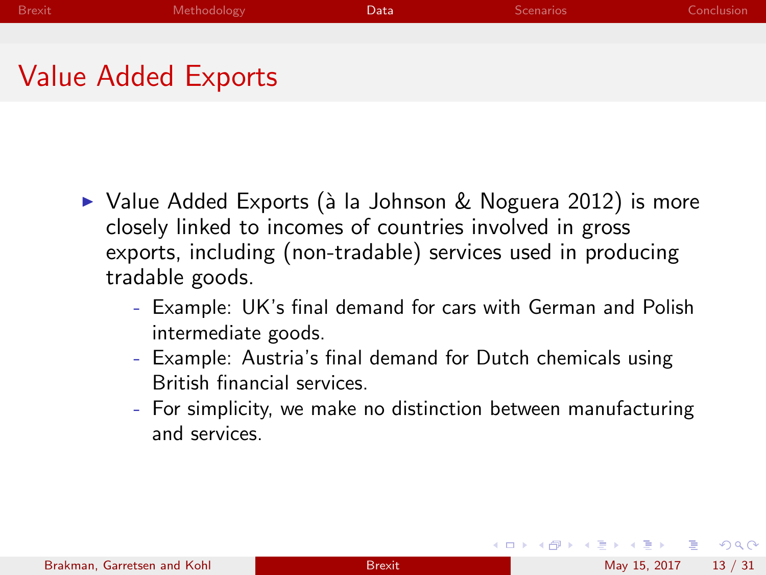# Value Added Exports

- Value Added Exports (à la Johnson & Noguera 2012) is more closely linked to incomes of countries involved in gross exports, including (non-tradable) services used in producing tradable goods.
  - Example: UK's final demand for cars with German and Polish intermediate goods.
  - Example: Austria's final demand for Dutch chemicals using British financial services.
  - For simplicity, we make no distinction between manufacturing and services.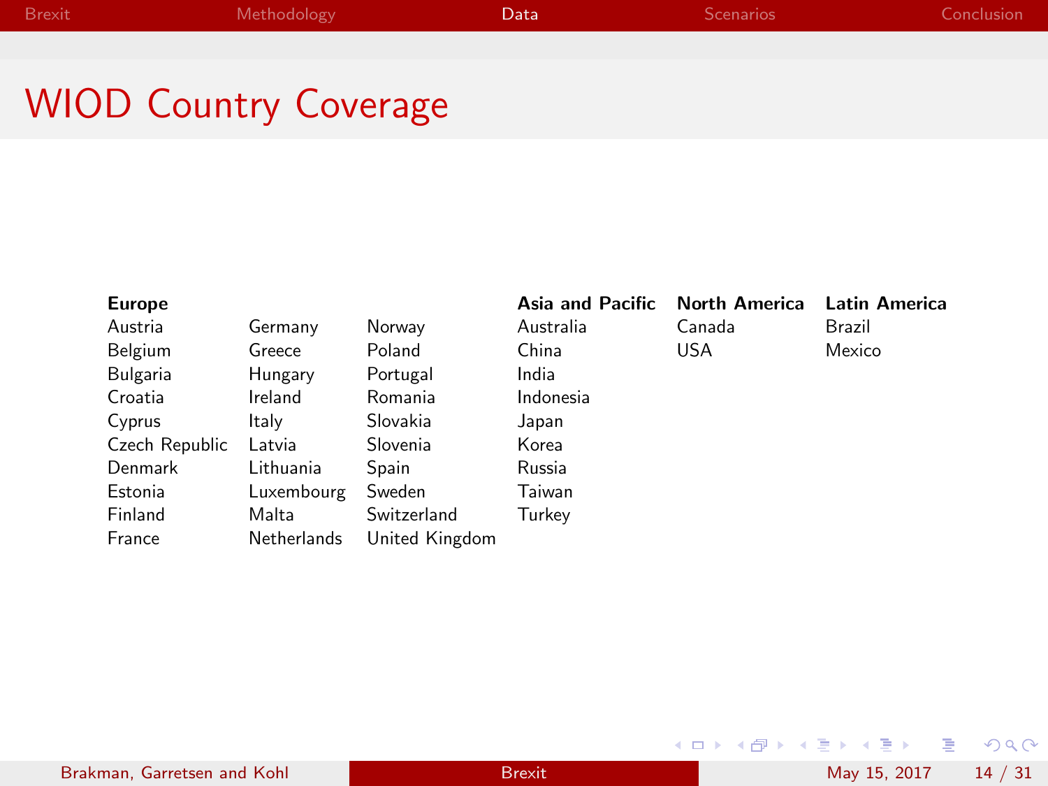# WIOD Country Coverage

| Europe | | | Asia and Pacific | North America | Latin America |
|---|---|---|---|---|---|
| Austria | Germany | Norway | Australia | Canada | Brazil |
| Belgium | Greece | Poland | China | USA | Mexico |
| Bulgaria | Hungary | Portugal | India | | |
| Croatia | Ireland | Romania | Indonesia | | |
| Cyprus | Italy | Slovakia | Japan | | |
| Czech Republic | Latvia | Slovenia | Korea | | |
| Denmark | Lithuania | Spain | Russia | | |
| Estonia | Luxembourg | Sweden | Taiwan | | |
| Finland | Malta | Switzerland | Turkey | | |
| France | Netherlands | United Kingdom | | | |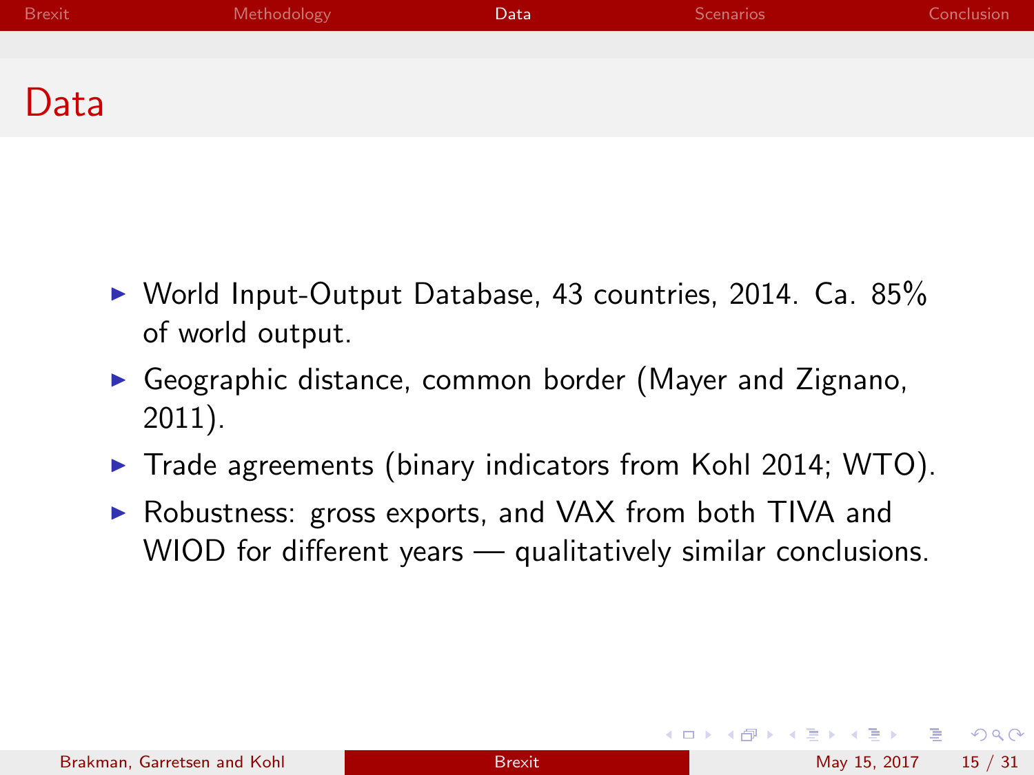# Data

- World Input-Output Database, 43 countries, 2014. Ca. 85% of world output.
- Geographic distance, common border (Mayer and Zignano, 2011).
- Trade agreements (binary indicators from Kohl 2014; WTO).
- Robustness: gross exports, and VAX from both TIVA and WIOD for different years — qualitatively similar conclusions.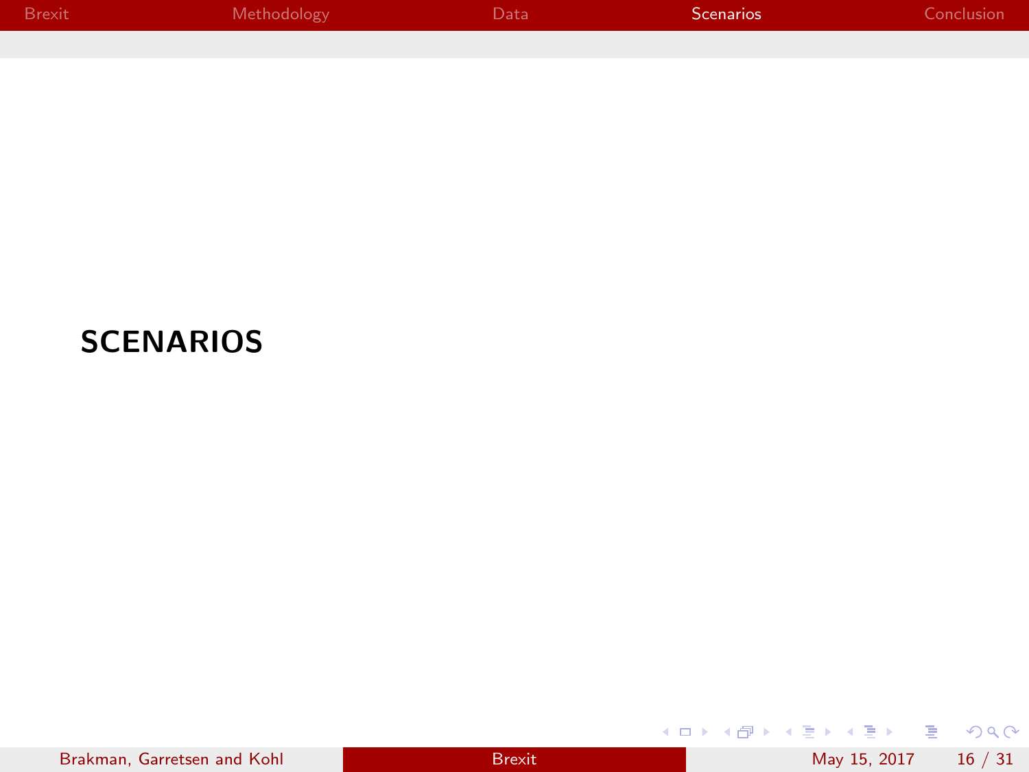# SCENARIOS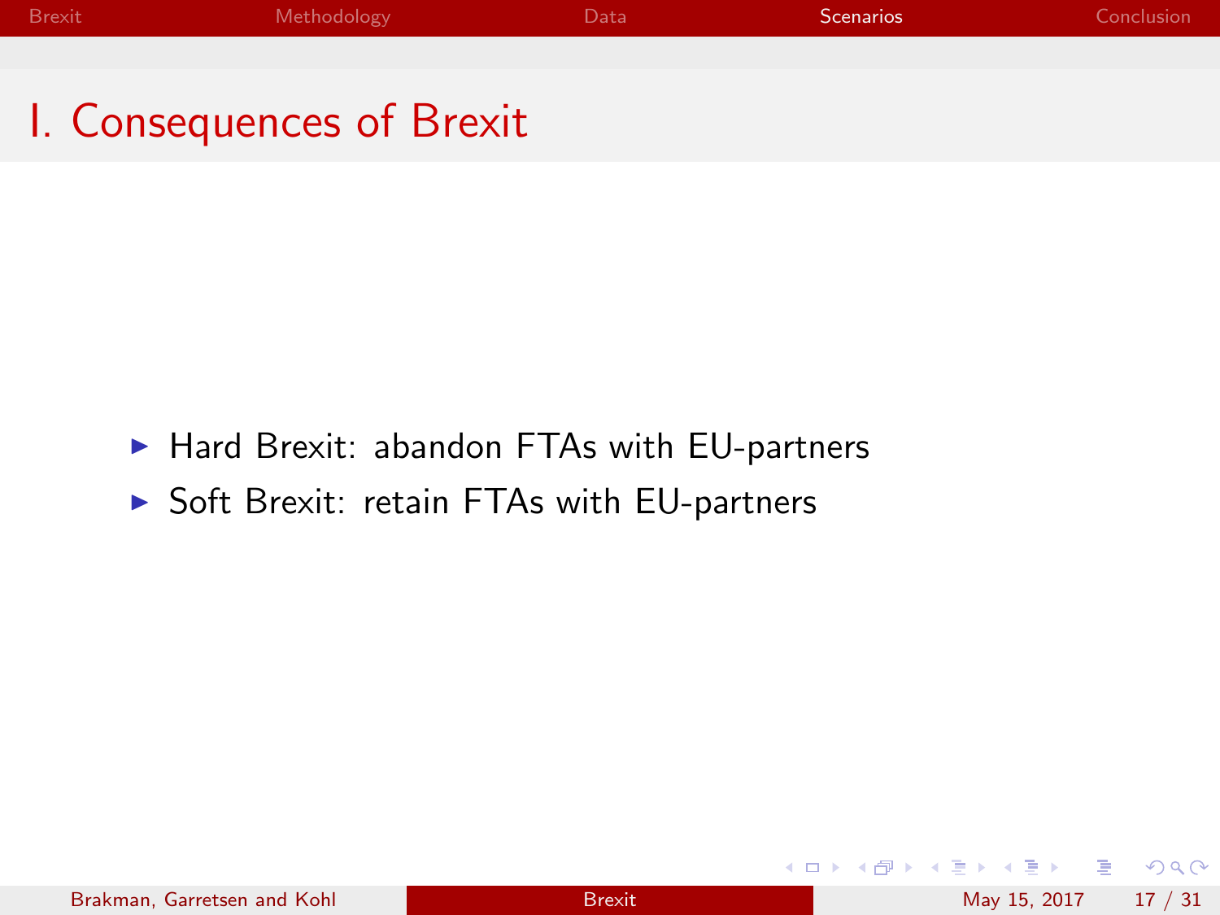# I. Consequences of Brexit

- Hard Brexit: abandon FTAs with EU-partners
- Soft Brexit: retain FTAs with EU-partners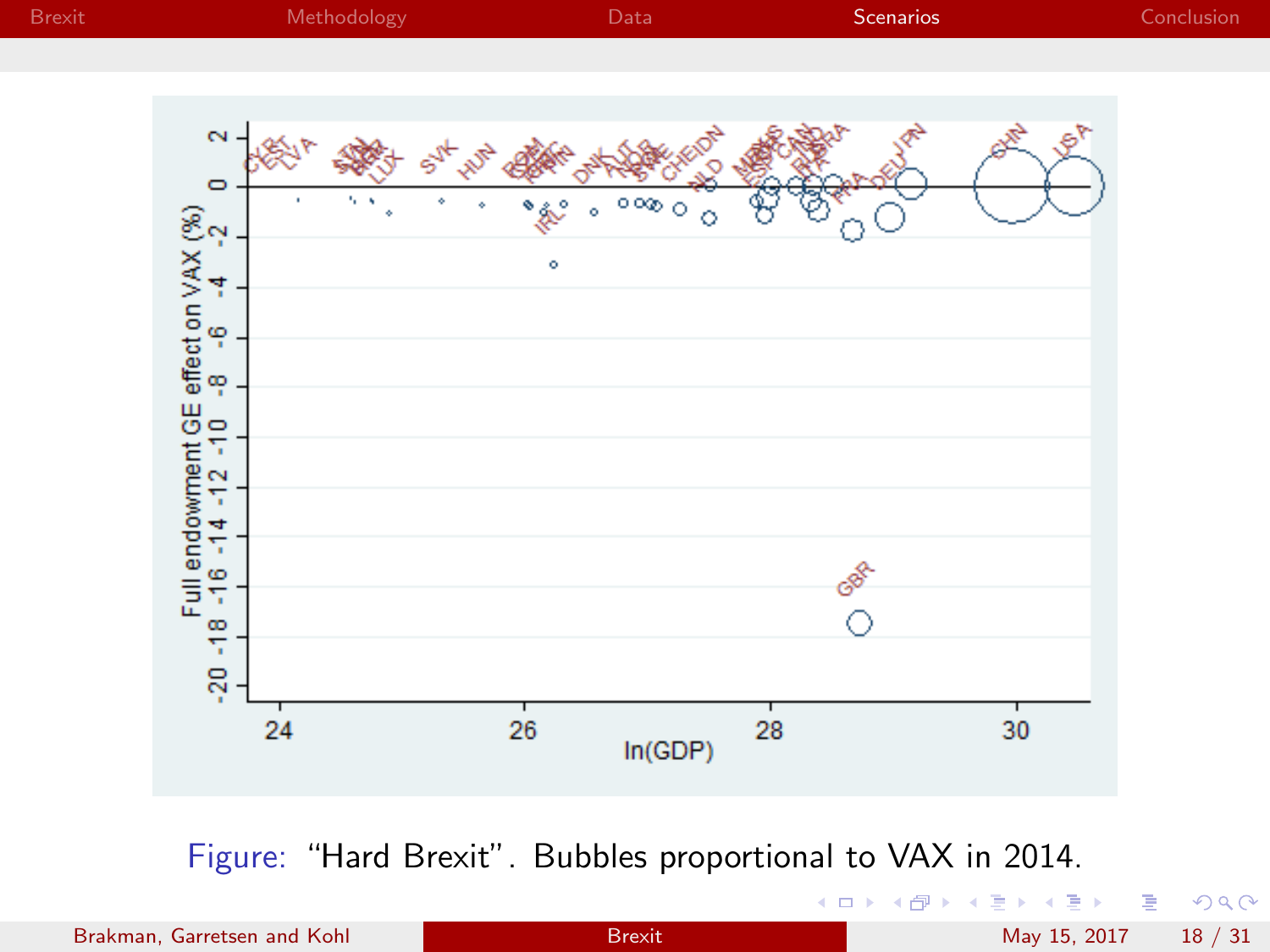Figure: "Hard Brexit". Bubbles proportional to VAX in 2014.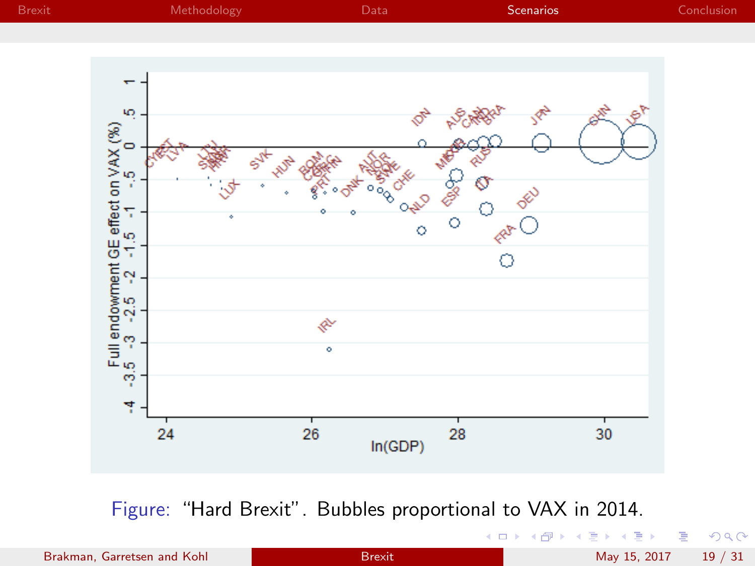Figure: "Hard Brexit". Bubbles proportional to VAX in 2014.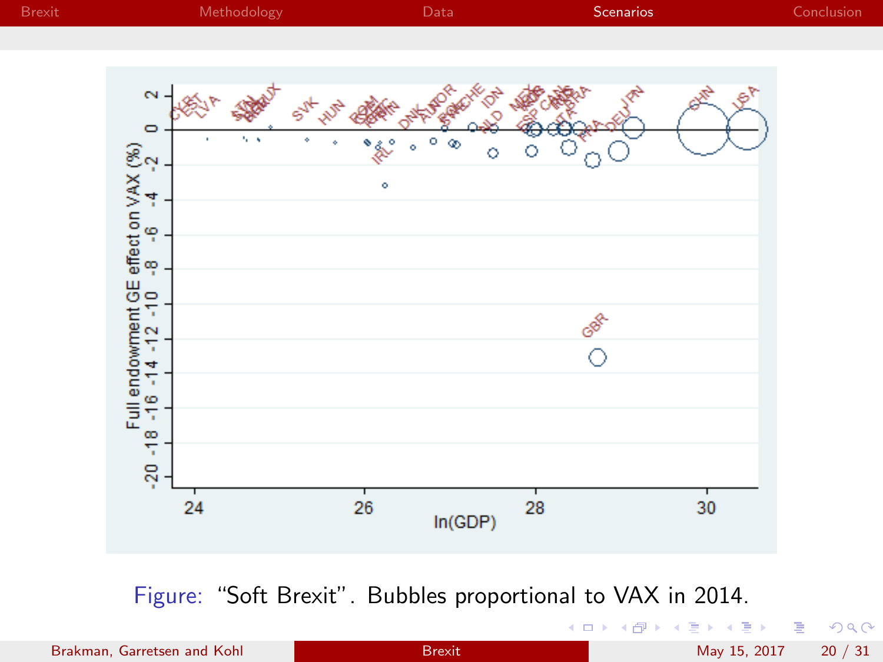Figure: "Soft Brexit". Bubbles proportional to VAX in 2014.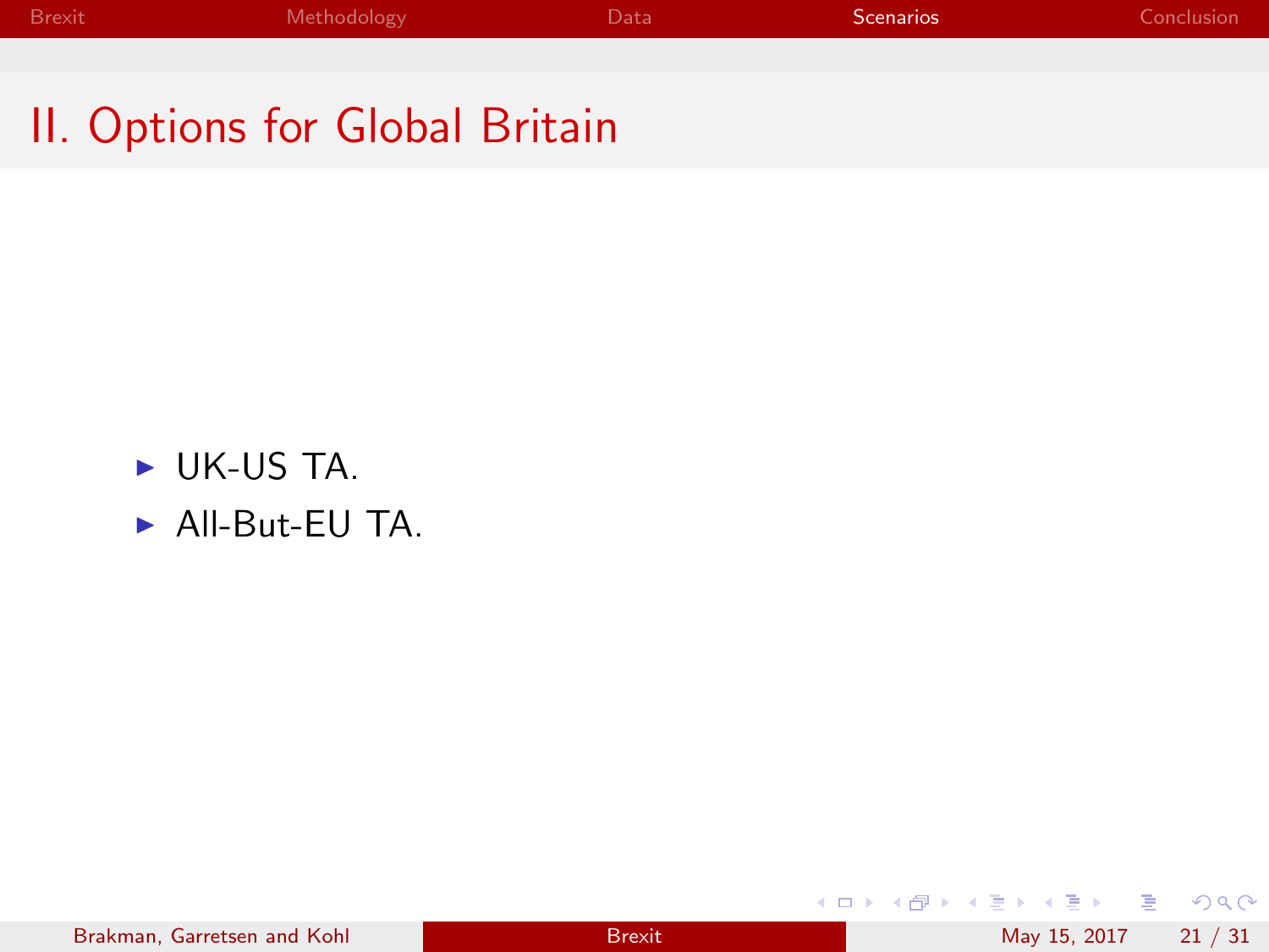# II. Options for Global Britain

- UK-US TA.
- All-But-EU TA.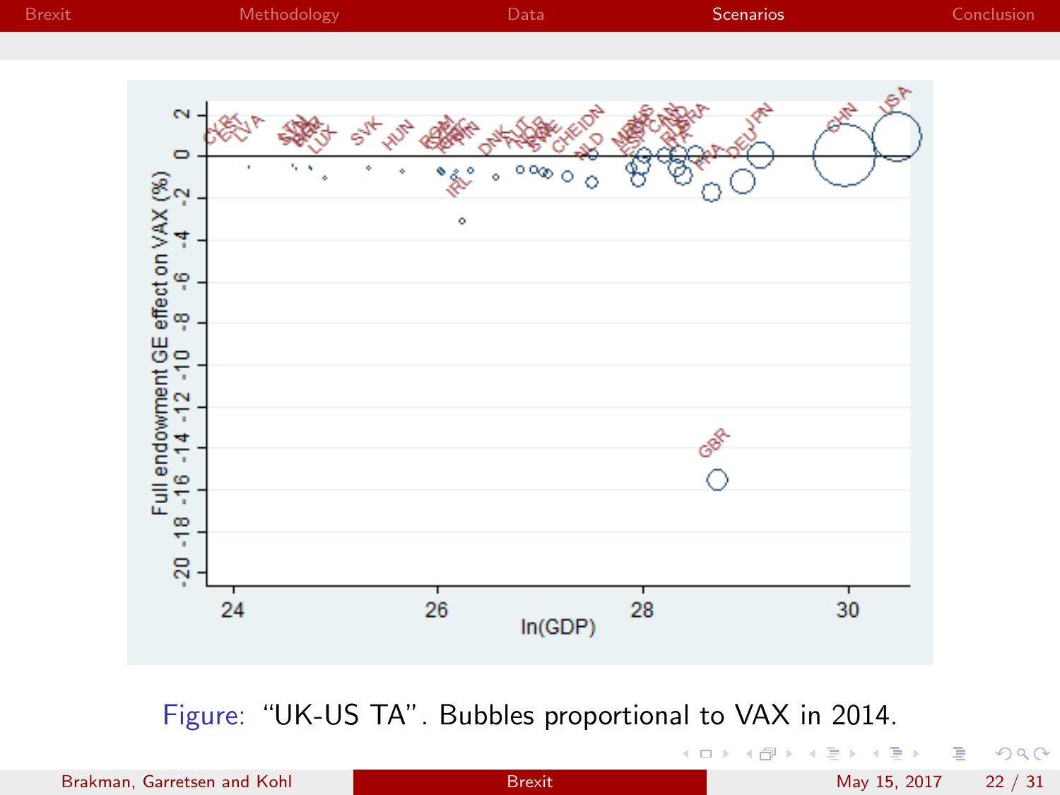Figure: "UK-US TA". Bubbles proportional to VAX in 2014.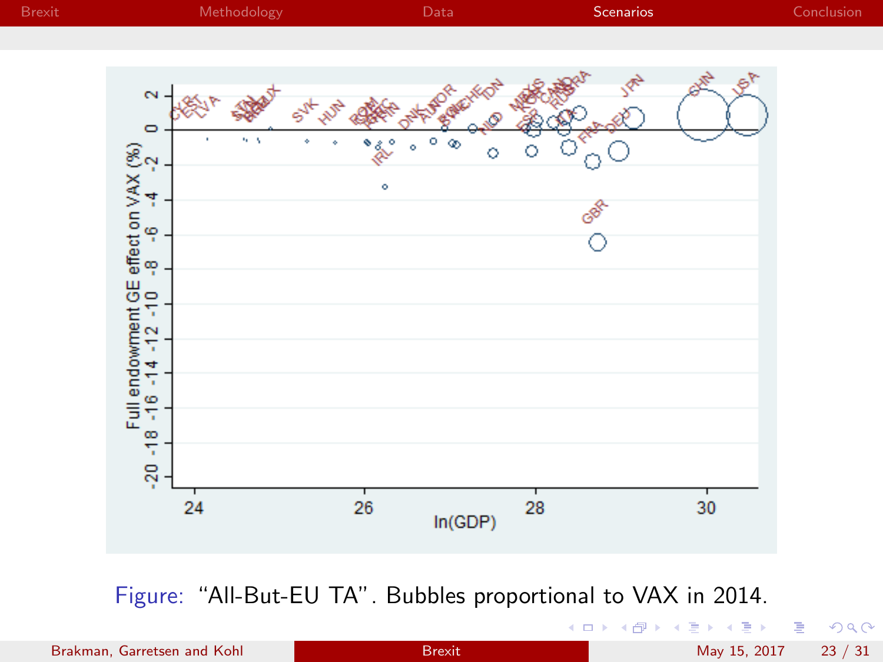Figure: "All-But-EU TA". Bubbles proportional to VAX in 2014.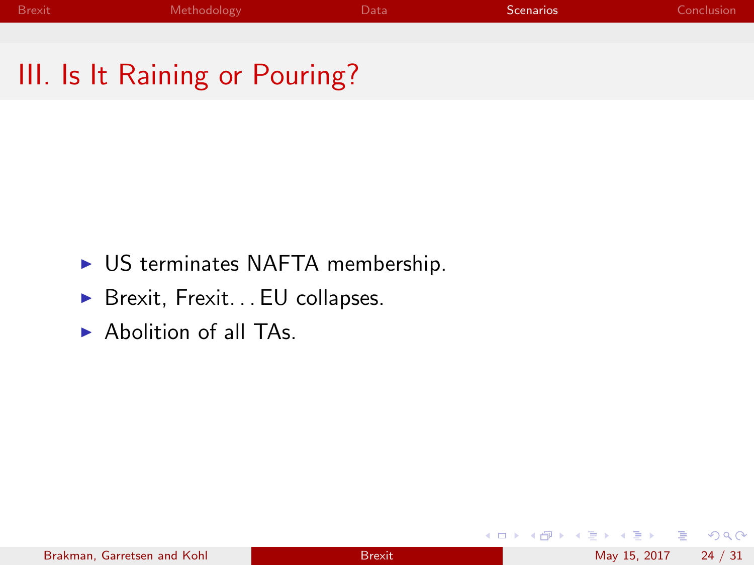## III. Is It Raining or Pouring?

- US terminates NAFTA membership.
- Brexit, Frexit. . . EU collapses.
- Abolition of all TAs.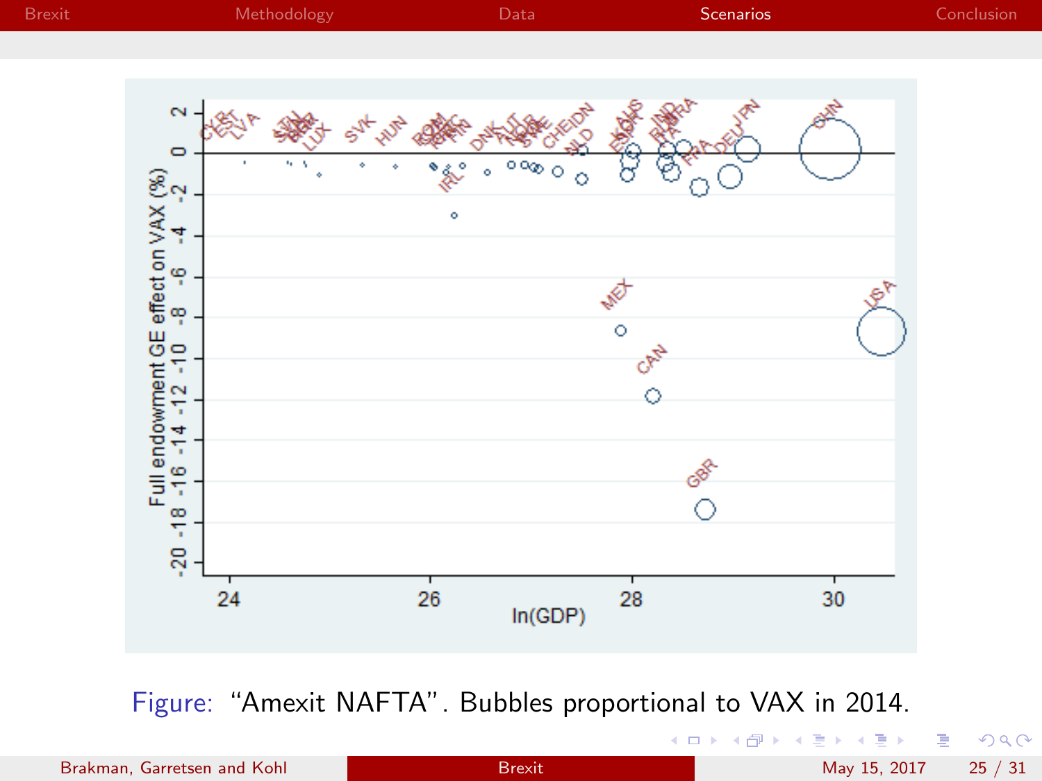Figure: "Amexit NAFTA". Bubbles proportional to VAX in 2014.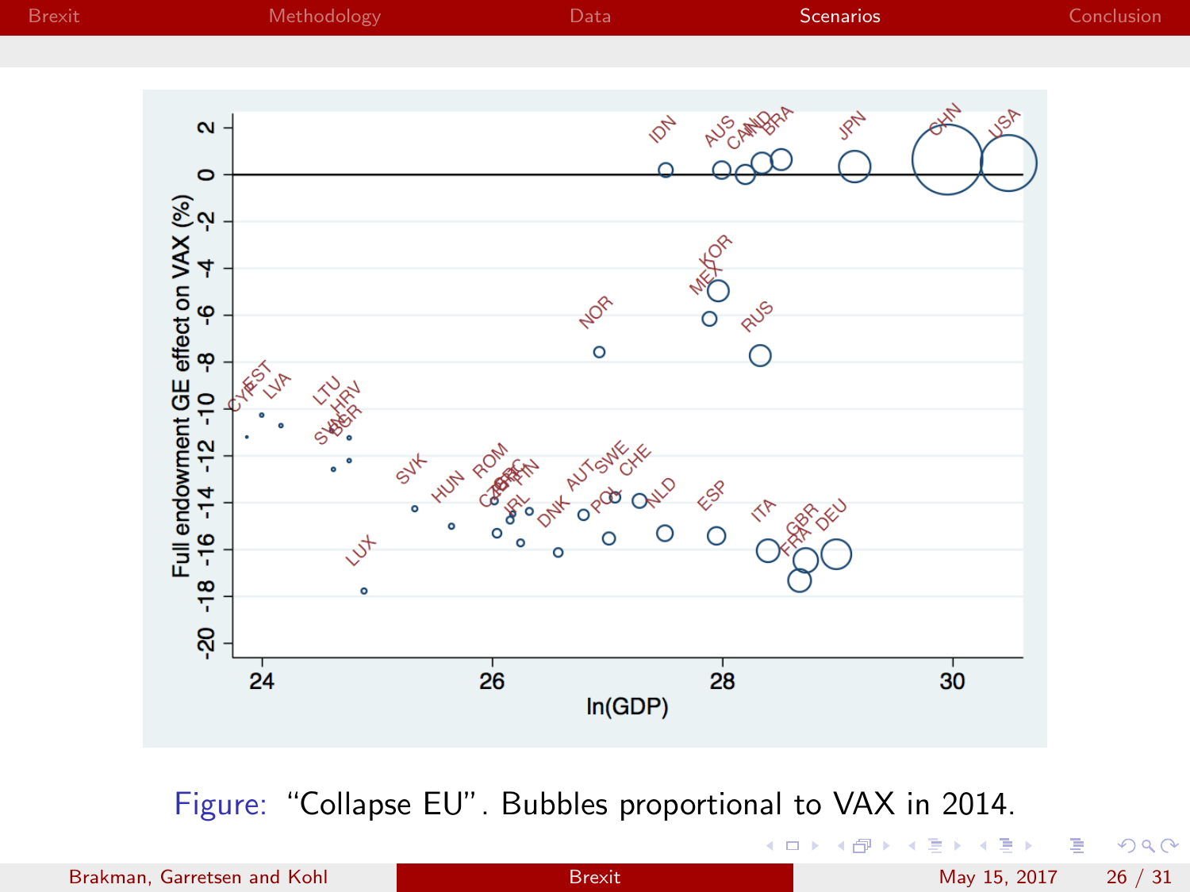Figure: "Collapse EU". Bubbles proportional to VAX in 2014.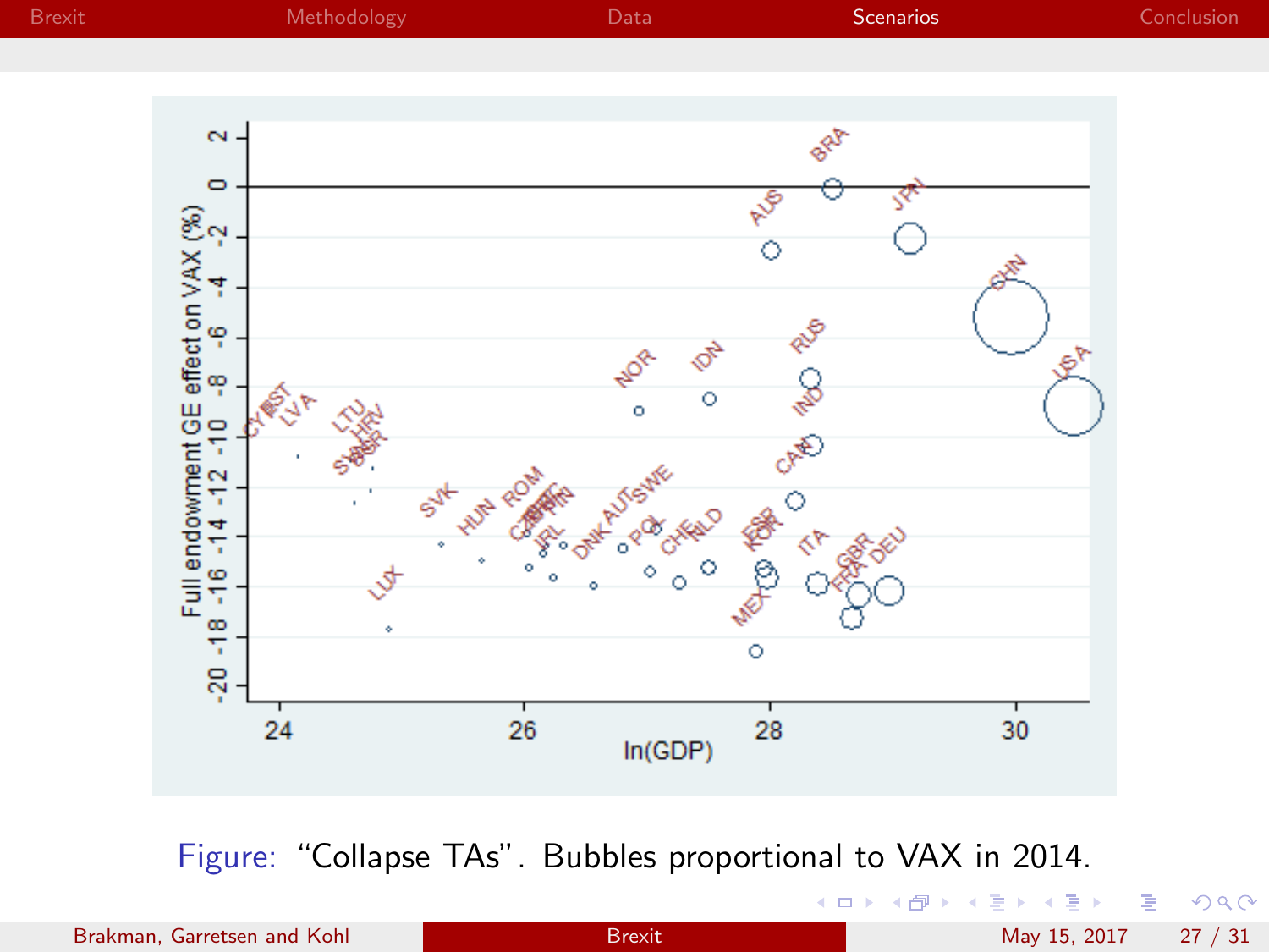Figure: "Collapse TAs". Bubbles proportional to VAX in 2014.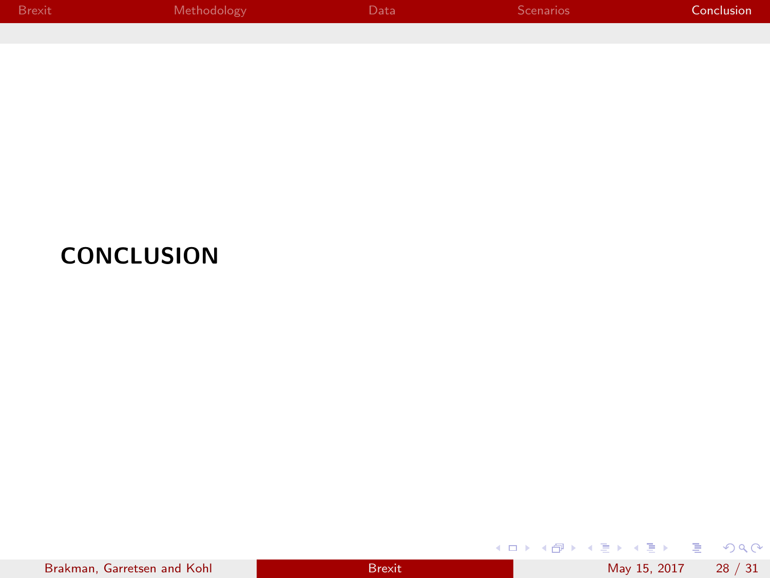# CONCLUSION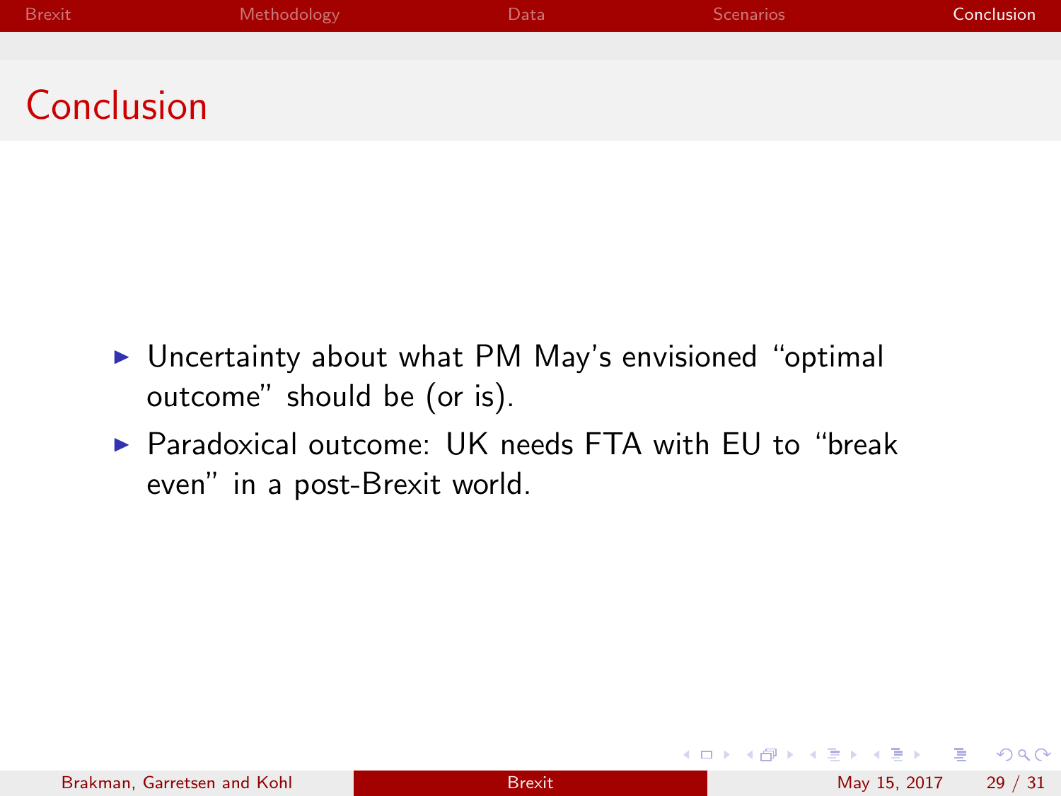# Conclusion

- Uncertainty about what PM May's envisioned "optimal outcome" should be (or is).
- Paradoxical outcome: UK needs FTA with EU to "break even" in a post-Brexit world.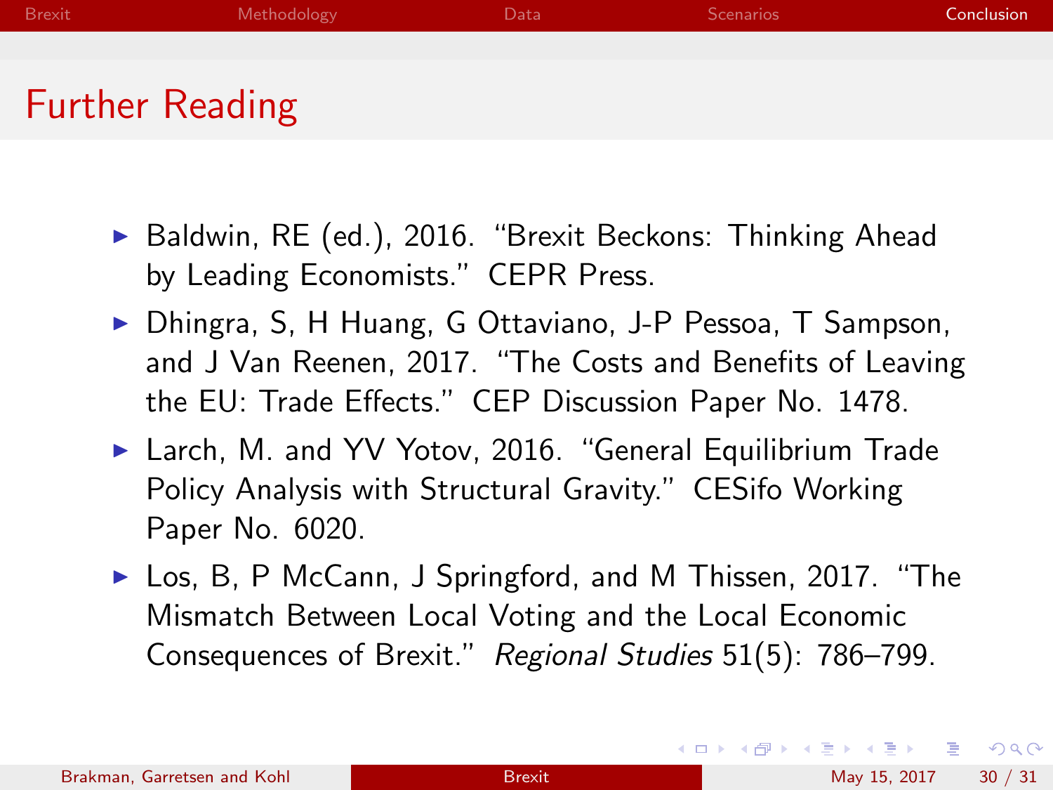# Further Reading

- Baldwin, RE (ed.), 2016. "Brexit Beckons: Thinking Ahead by Leading Economists." CEPR Press.
- Dhingra, S, H Huang, G Ottaviano, J-P Pessoa, T Sampson, and J Van Reenen, 2017. "The Costs and Benefits of Leaving the EU: Trade Effects." CEP Discussion Paper No. 1478.
- Larch, M. and YV Yotov, 2016. "General Equilibrium Trade Policy Analysis with Structural Gravity." CESifo Working Paper No. 6020.
- Los, B, P McCann, J Springford, and M Thissen, 2017. "The Mismatch Between Local Voting and the Local Economic Consequences of Brexit." *Regional Studies* 51(5): 786–799.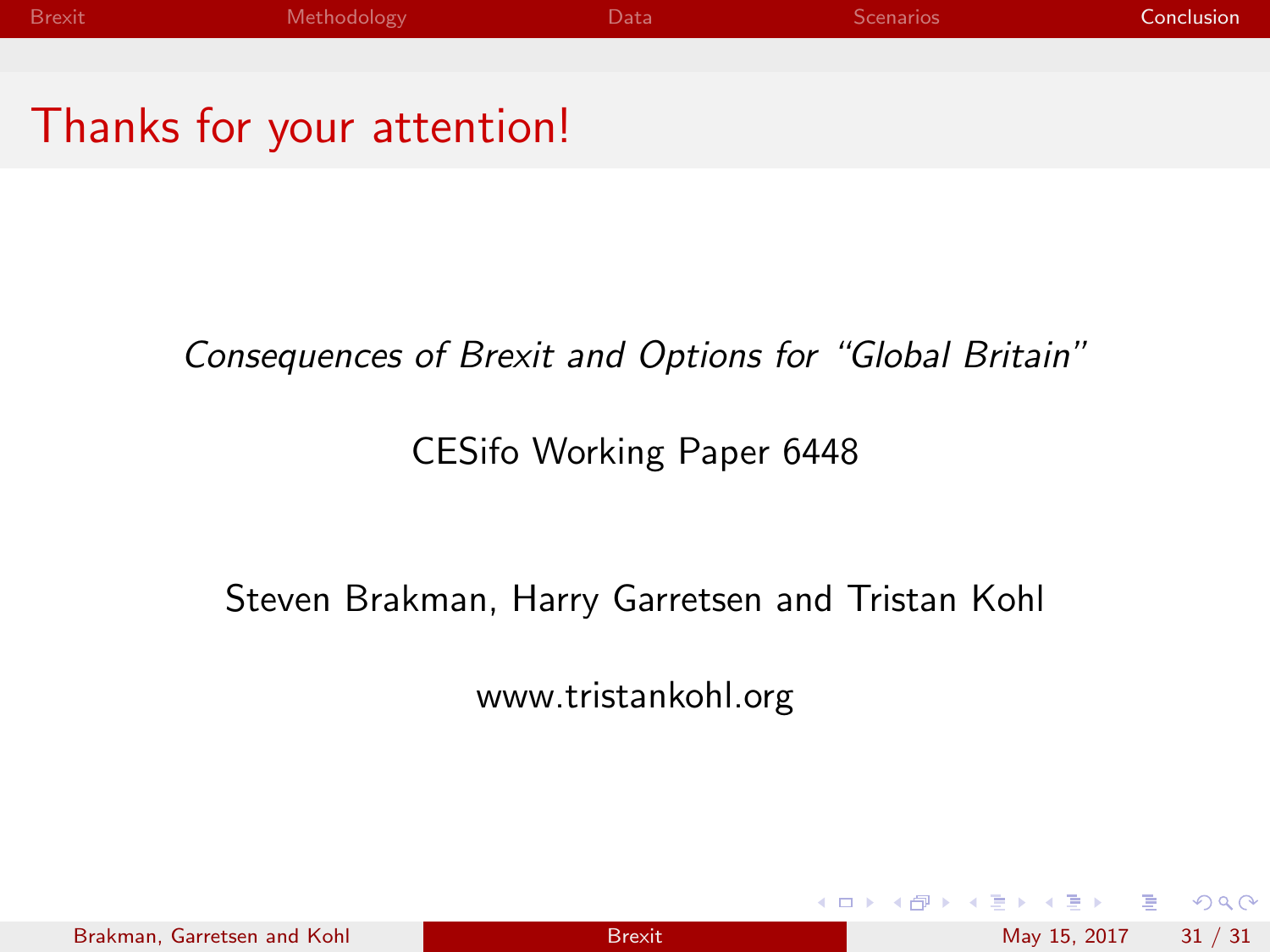# Thanks for your attention!

*Consequences of Brexit and Options for "Global Britain"*

CESifo Working Paper 6448

Steven Brakman, Harry Garretsen and Tristan Kohl

www.tristankohl.org